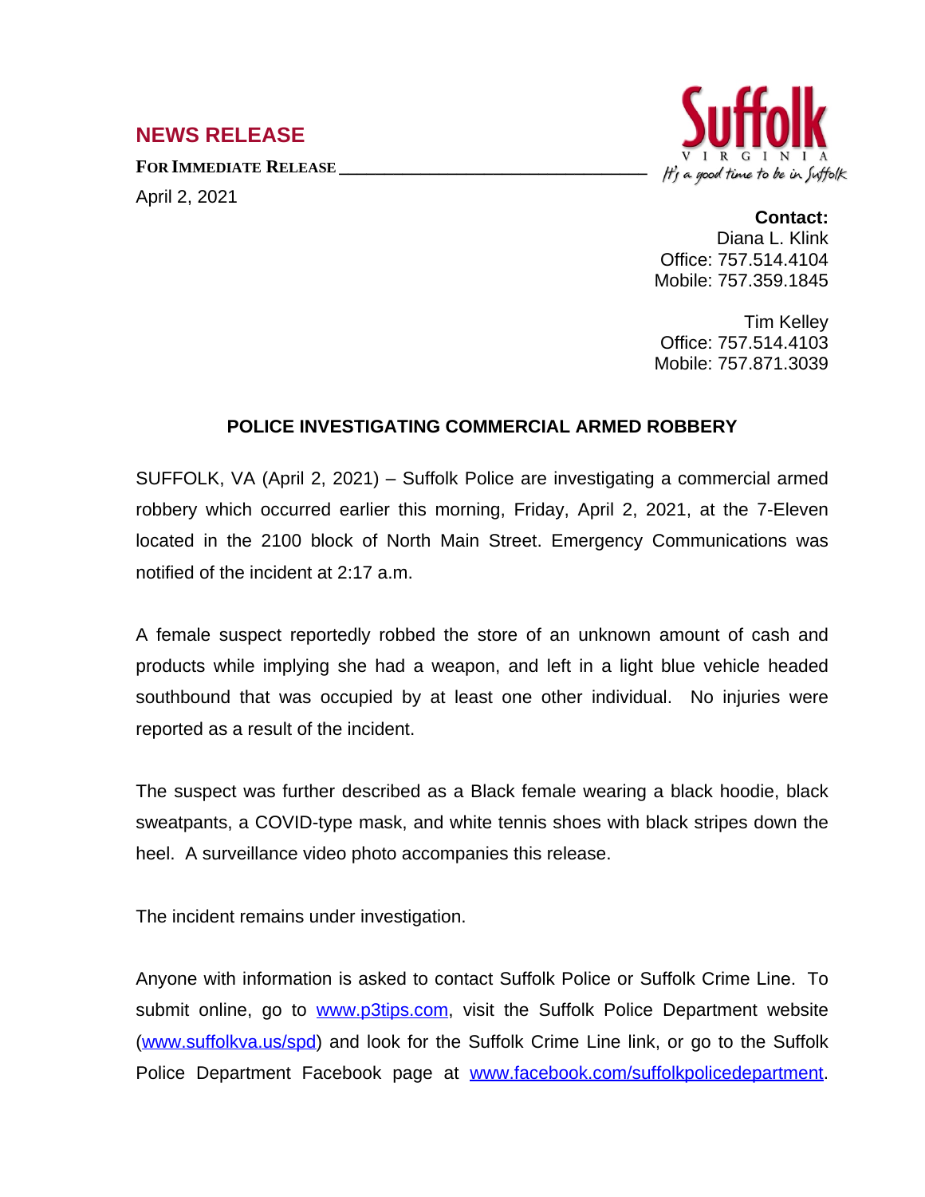## NEWS RELEASE

**FOR IMMEDIATE RELEASE**

April 2, 2021

Suffolk
VIRGINIA
It's a good time to be in Suffolk

**Contact:**
Diana L. Klink
Office: 757.514.4104
Mobile: 757.359.1845

Tim Kelley
Office: 757.514.4103
Mobile: 757.871.3039

### POLICE INVESTIGATING COMMERCIAL ARMED ROBBERY

SUFFOLK, VA (April 2, 2021) – Suffolk Police are investigating a commercial armed robbery which occurred earlier this morning, Friday, April 2, 2021, at the 7-Eleven located in the 2100 block of North Main Street. Emergency Communications was notified of the incident at 2:17 a.m.

A female suspect reportedly robbed the store of an unknown amount of cash and products while implying she had a weapon, and left in a light blue vehicle headed southbound that was occupied by at least one other individual. No injuries were reported as a result of the incident.

The suspect was further described as a Black female wearing a black hoodie, black sweatpants, a COVID-type mask, and white tennis shoes with black stripes down the heel. A surveillance video photo accompanies this release.

The incident remains under investigation.

Anyone with information is asked to contact Suffolk Police or Suffolk Crime Line. To submit online, go to www.p3tips.com, visit the Suffolk Police Department website (www.suffolkva.us/spd) and look for the Suffolk Crime Line link, or go to the Suffolk Police Department Facebook page at www.facebook.com/suffolkpolicedepartment.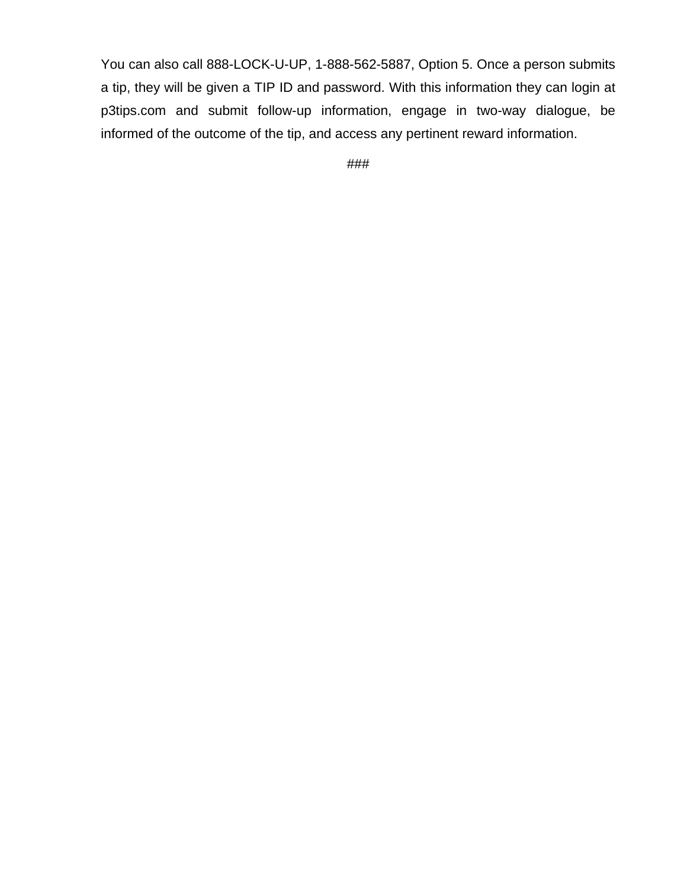You can also call 888-LOCK-U-UP, 1-888-562-5887, Option 5. Once a person submits a tip, they will be given a TIP ID and password. With this information they can login at p3tips.com and submit follow-up information, engage in two-way dialogue, be informed of the outcome of the tip, and access any pertinent reward information.

###